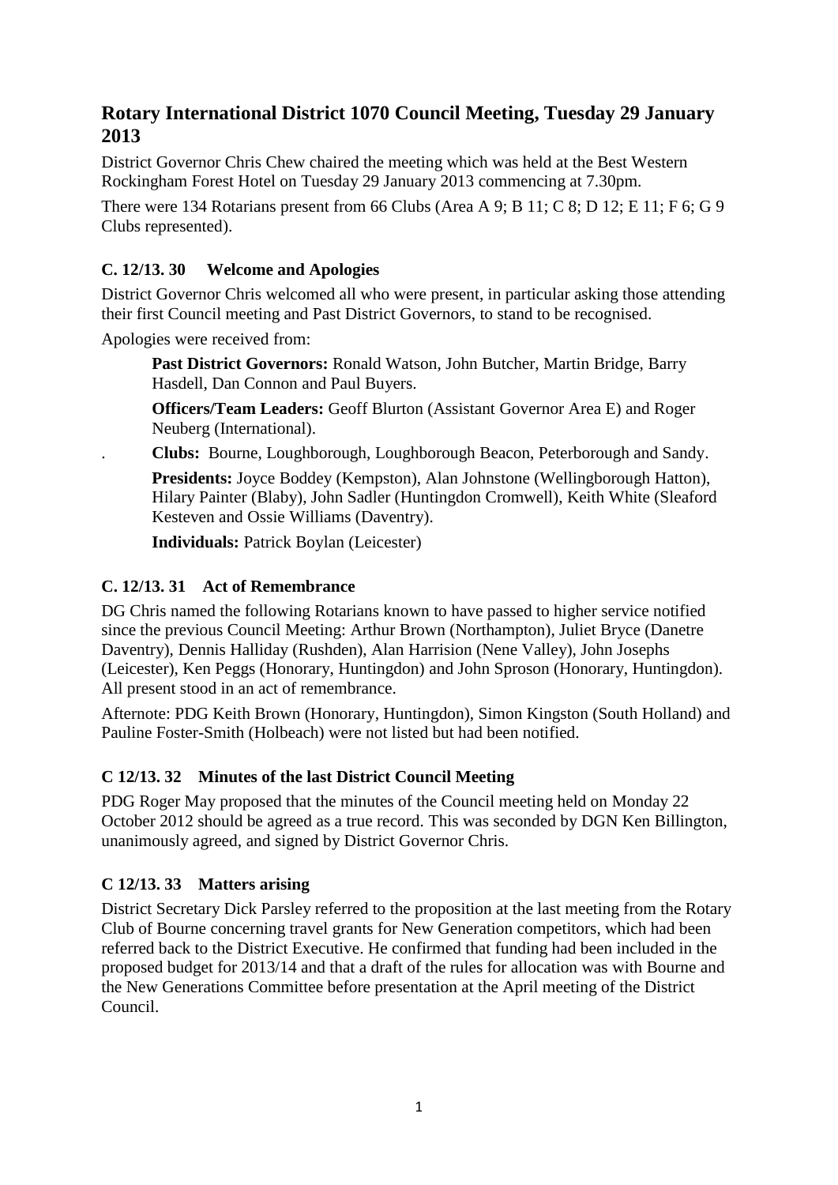# Rotary International District 1070 Council Meeting, Tuesday 29 January 2013

District Governor Chris Chew chaired the meeting which was held at the Best Western Rockingham Forest Hotel on Tuesday 29 January 2013 commencing at 7.30pm.

There were 134 Rotarians present from 66 Clubs (Area A 9; B 11; C 8; D 12; E 11; F 6; G 9 Clubs represented).

## C. 12/13. 30 Welcome and Apologies

District Governor Chris welcomed all who were present, in particular asking those attending their first Council meeting and Past District Governors, to stand to be recognised.

Apologies were received from:

> **Past District Governors:** Ronald Watson, John Butcher, Martin Bridge, Barry Hasdell, Dan Connon and Paul Buyers.
>
> **Officers/Team Leaders:** Geoff Blurton (Assistant Governor Area E) and Roger Neuberg (International).
>
> . **Clubs:** Bourne, Loughborough, Loughborough Beacon, Peterborough and Sandy.
>
> **Presidents:** Joyce Boddey (Kempston), Alan Johnstone (Wellingborough Hatton), Hilary Painter (Blaby), John Sadler (Huntingdon Cromwell), Keith White (Sleaford Kesteven and Ossie Williams (Daventry).
>
> **Individuals:** Patrick Boylan (Leicester)

## C. 12/13. 31 Act of Remembrance

DG Chris named the following Rotarians known to have passed to higher service notified since the previous Council Meeting: Arthur Brown (Northampton), Juliet Bryce (Danetre Daventry), Dennis Halliday (Rushden), Alan Harrision (Nene Valley), John Josephs (Leicester), Ken Peggs (Honorary, Huntingdon) and John Sproson (Honorary, Huntingdon). All present stood in an act of remembrance.

Afternote: PDG Keith Brown (Honorary, Huntingdon), Simon Kingston (South Holland) and Pauline Foster-Smith (Holbeach) were not listed but had been notified.

## C 12/13. 32 Minutes of the last District Council Meeting

PDG Roger May proposed that the minutes of the Council meeting held on Monday 22 October 2012 should be agreed as a true record. This was seconded by DGN Ken Billington, unanimously agreed, and signed by District Governor Chris.

## C 12/13. 33 Matters arising

District Secretary Dick Parsley referred to the proposition at the last meeting from the Rotary Club of Bourne concerning travel grants for New Generation competitors, which had been referred back to the District Executive. He confirmed that funding had been included in the proposed budget for 2013/14 and that a draft of the rules for allocation was with Bourne and the New Generations Committee before presentation at the April meeting of the District Council.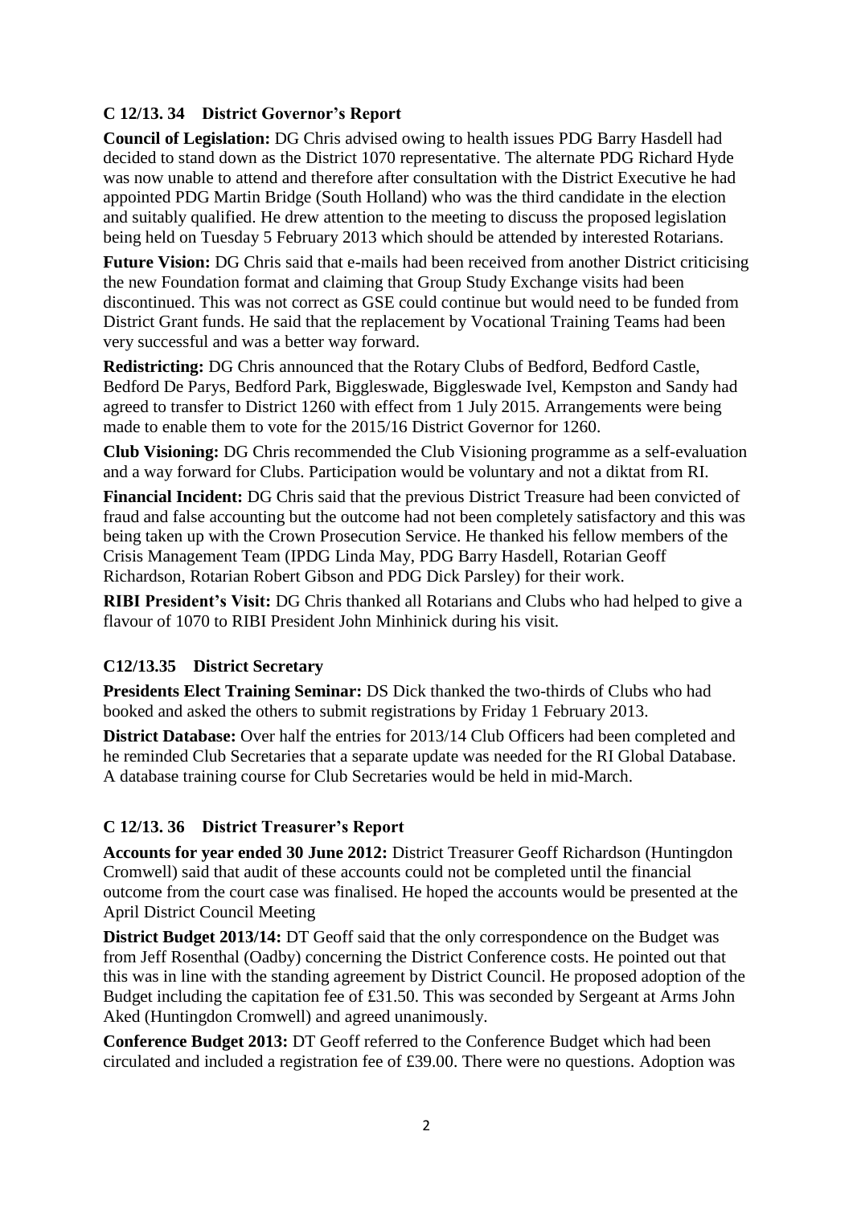### C 12/13. 34 District Governor's Report

**Council of Legislation:** DG Chris advised owing to health issues PDG Barry Hasdell had decided to stand down as the District 1070 representative. The alternate PDG Richard Hyde was now unable to attend and therefore after consultation with the District Executive he had appointed PDG Martin Bridge (South Holland) who was the third candidate in the election and suitably qualified. He drew attention to the meeting to discuss the proposed legislation being held on Tuesday 5 February 2013 which should be attended by interested Rotarians.

**Future Vision:** DG Chris said that e-mails had been received from another District criticising the new Foundation format and claiming that Group Study Exchange visits had been discontinued. This was not correct as GSE could continue but would need to be funded from District Grant funds. He said that the replacement by Vocational Training Teams had been very successful and was a better way forward.

**Redistricting:** DG Chris announced that the Rotary Clubs of Bedford, Bedford Castle, Bedford De Parys, Bedford Park, Biggleswade, Biggleswade Ivel, Kempston and Sandy had agreed to transfer to District 1260 with effect from 1 July 2015. Arrangements were being made to enable them to vote for the 2015/16 District Governor for 1260.

**Club Visioning:** DG Chris recommended the Club Visioning programme as a self-evaluation and a way forward for Clubs. Participation would be voluntary and not a diktat from RI.

**Financial Incident:** DG Chris said that the previous District Treasure had been convicted of fraud and false accounting but the outcome had not been completely satisfactory and this was being taken up with the Crown Prosecution Service. He thanked his fellow members of the Crisis Management Team (IPDG Linda May, PDG Barry Hasdell, Rotarian Geoff Richardson, Rotarian Robert Gibson and PDG Dick Parsley) for their work.

**RIBI President's Visit:** DG Chris thanked all Rotarians and Clubs who had helped to give a flavour of 1070 to RIBI President John Minhinick during his visit.

### C12/13.35 District Secretary

**Presidents Elect Training Seminar:** DS Dick thanked the two-thirds of Clubs who had booked and asked the others to submit registrations by Friday 1 February 2013.

**District Database:** Over half the entries for 2013/14 Club Officers had been completed and he reminded Club Secretaries that a separate update was needed for the RI Global Database. A database training course for Club Secretaries would be held in mid-March.

### C 12/13. 36 District Treasurer's Report

**Accounts for year ended 30 June 2012:** District Treasurer Geoff Richardson (Huntingdon Cromwell) said that audit of these accounts could not be completed until the financial outcome from the court case was finalised. He hoped the accounts would be presented at the April District Council Meeting

**District Budget 2013/14:** DT Geoff said that the only correspondence on the Budget was from Jeff Rosenthal (Oadby) concerning the District Conference costs. He pointed out that this was in line with the standing agreement by District Council. He proposed adoption of the Budget including the capitation fee of £31.50. This was seconded by Sergeant at Arms John Aked (Huntingdon Cromwell) and agreed unanimously.

**Conference Budget 2013:** DT Geoff referred to the Conference Budget which had been circulated and included a registration fee of £39.00. There were no questions. Adoption was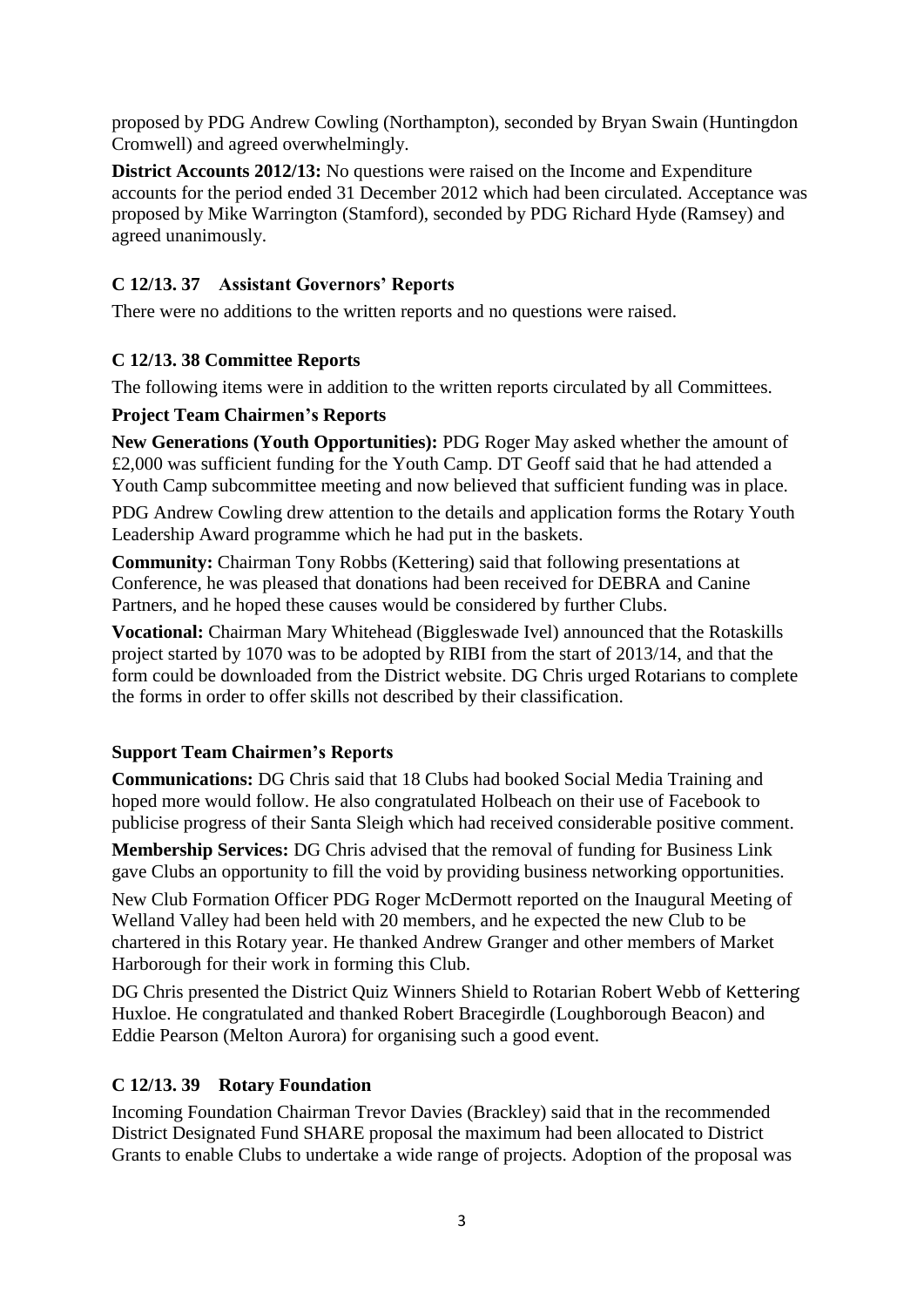proposed by PDG Andrew Cowling (Northampton), seconded by Bryan Swain (Huntingdon Cromwell) and agreed overwhelmingly.

**District Accounts 2012/13:** No questions were raised on the Income and Expenditure accounts for the period ended 31 December 2012 which had been circulated. Acceptance was proposed by Mike Warrington (Stamford), seconded by PDG Richard Hyde (Ramsey) and agreed unanimously.

### C 12/13. 37 Assistant Governors' Reports

There were no additions to the written reports and no questions were raised.

### C 12/13. 38 Committee Reports

The following items were in addition to the written reports circulated by all Committees.

**Project Team Chairmen's Reports**

**New Generations (Youth Opportunities):** PDG Roger May asked whether the amount of £2,000 was sufficient funding for the Youth Camp. DT Geoff said that he had attended a Youth Camp subcommittee meeting and now believed that sufficient funding was in place.

PDG Andrew Cowling drew attention to the details and application forms the Rotary Youth Leadership Award programme which he had put in the baskets.

**Community:** Chairman Tony Robbs (Kettering) said that following presentations at Conference, he was pleased that donations had been received for DEBRA and Canine Partners, and he hoped these causes would be considered by further Clubs.

**Vocational:** Chairman Mary Whitehead (Biggleswade Ivel) announced that the Rotaskills project started by 1070 was to be adopted by RIBI from the start of 2013/14, and that the form could be downloaded from the District website. DG Chris urged Rotarians to complete the forms in order to offer skills not described by their classification.

**Support Team Chairmen's Reports**

**Communications:** DG Chris said that 18 Clubs had booked Social Media Training and hoped more would follow. He also congratulated Holbeach on their use of Facebook to publicise progress of their Santa Sleigh which had received considerable positive comment.

**Membership Services:** DG Chris advised that the removal of funding for Business Link gave Clubs an opportunity to fill the void by providing business networking opportunities.

New Club Formation Officer PDG Roger McDermott reported on the Inaugural Meeting of Welland Valley had been held with 20 members, and he expected the new Club to be chartered in this Rotary year. He thanked Andrew Granger and other members of Market Harborough for their work in forming this Club.

DG Chris presented the District Quiz Winners Shield to Rotarian Robert Webb of Kettering Huxloe. He congratulated and thanked Robert Bracegirdle (Loughborough Beacon) and Eddie Pearson (Melton Aurora) for organising such a good event.

### C 12/13. 39 Rotary Foundation

Incoming Foundation Chairman Trevor Davies (Brackley) said that in the recommended District Designated Fund SHARE proposal the maximum had been allocated to District Grants to enable Clubs to undertake a wide range of projects. Adoption of the proposal was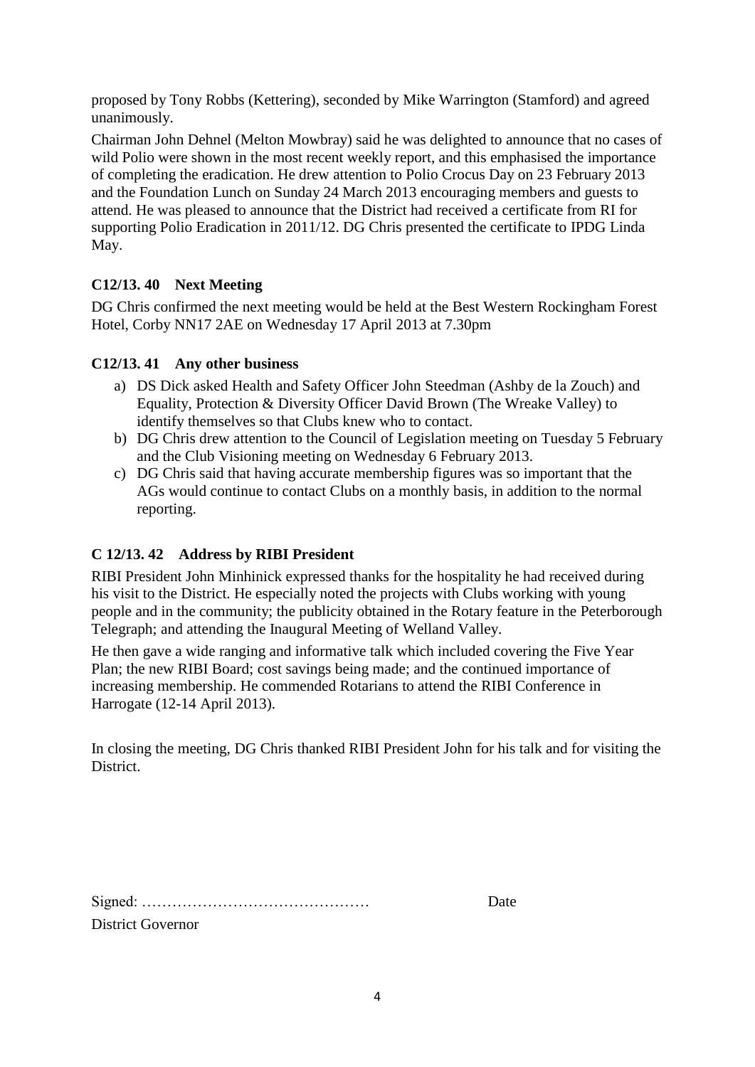proposed by Tony Robbs (Kettering), seconded by Mike Warrington (Stamford) and agreed unanimously.

Chairman John Dehnel (Melton Mowbray) said he was delighted to announce that no cases of wild Polio were shown in the most recent weekly report, and this emphasised the importance of completing the eradication. He drew attention to Polio Crocus Day on 23 February 2013 and the Foundation Lunch on Sunday 24 March 2013 encouraging members and guests to attend. He was pleased to announce that the District had received a certificate from RI for supporting Polio Eradication in 2011/12. DG Chris presented the certificate to IPDG Linda May.

### C12/13. 40 Next Meeting

DG Chris confirmed the next meeting would be held at the Best Western Rockingham Forest Hotel, Corby NN17 2AE on Wednesday 17 April 2013 at 7.30pm

### C12/13. 41 Any other business

a) DS Dick asked Health and Safety Officer John Steedman (Ashby de la Zouch) and Equality, Protection & Diversity Officer David Brown (The Wreake Valley) to identify themselves so that Clubs knew who to contact.
b) DG Chris drew attention to the Council of Legislation meeting on Tuesday 5 February and the Club Visioning meeting on Wednesday 6 February 2013.
c) DG Chris said that having accurate membership figures was so important that the AGs would continue to contact Clubs on a monthly basis, in addition to the normal reporting.

### C 12/13. 42 Address by RIBI President

RIBI President John Minhinick expressed thanks for the hospitality he had received during his visit to the District. He especially noted the projects with Clubs working with young people and in the community; the publicity obtained in the Rotary feature in the Peterborough Telegraph; and attending the Inaugural Meeting of Welland Valley.

He then gave a wide ranging and informative talk which included covering the Five Year Plan; the new RIBI Board; cost savings being made; and the continued importance of increasing membership. He commended Rotarians to attend the RIBI Conference in Harrogate (12-14 April 2013).

In closing the meeting, DG Chris thanked RIBI President John for his talk and for visiting the District.

Signed: ……………………………………… Date

District Governor